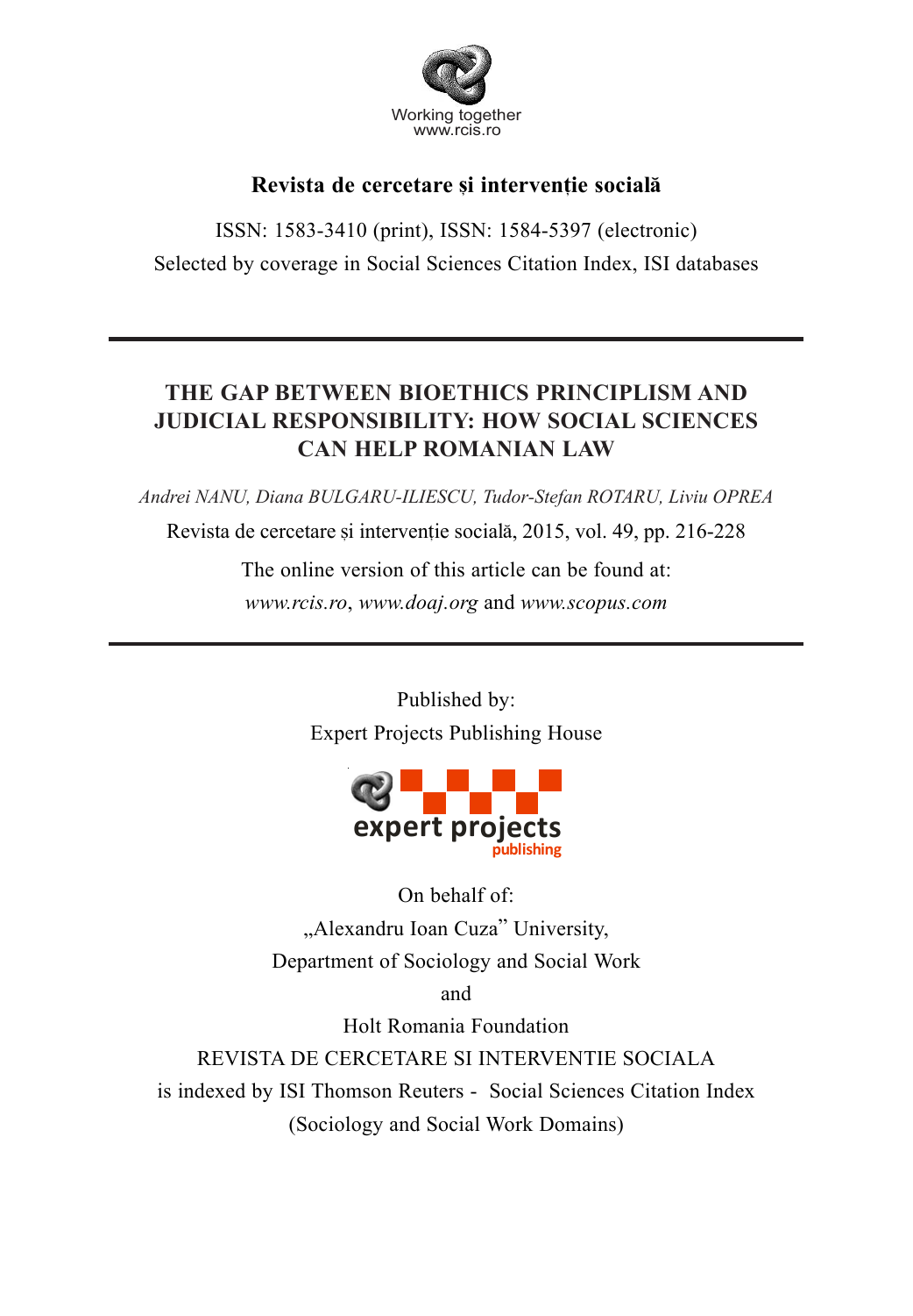Working together
www.rcis.ro

**Revista de cercetare și intervenție socială**

ISSN: 1583-3410 (print), ISSN: 1584-5397 (electronic)

Selected by coverage in Social Sciences Citation Index, ISI databases

---

# THE GAP BETWEEN BIOETHICS PRINCIPLISM AND JUDICIAL RESPONSIBILITY: HOW SOCIAL SCIENCES CAN HELP ROMANIAN LAW

*Andrei NANU, Diana BULGARU-ILIESCU, Tudor-Stefan ROTARU, Liviu OPREA*

Revista de cercetare și intervenție socială, 2015, vol. 49, pp. 216-228

The online version of this article can be found at:

*www.rcis.ro*, *www.doaj.org* and *www.scopus.com*

---

Published by:

Expert Projects Publishing House

expert projects publishing

On behalf of:

„Alexandru Ioan Cuza" University,

Department of Sociology and Social Work

and

Holt Romania Foundation

REVISTA DE CERCETARE SI INTERVENTIE SOCIALA

is indexed by ISI Thomson Reuters - Social Sciences Citation Index

(Sociology and Social Work Domains)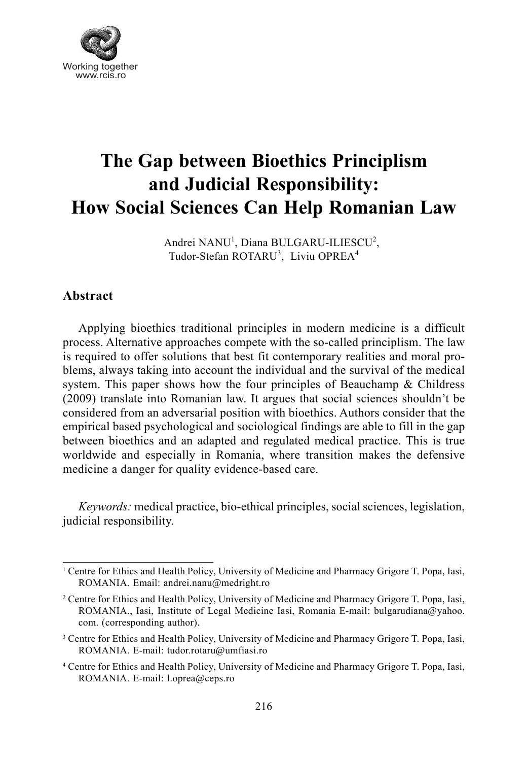# The Gap between Bioethics Principlism and Judicial Responsibility: How Social Sciences Can Help Romanian Law

Andrei NANU[1], Diana BULGARU-ILIESCU[2], Tudor-Stefan ROTARU[3], Liviu OPREA[4]

## Abstract

Applying bioethics traditional principles in modern medicine is a difficult process. Alternative approaches compete with the so-called principlism. The law is required to offer solutions that best fit contemporary realities and moral problems, always taking into account the individual and the survival of the medical system. This paper shows how the four principles of Beauchamp & Childress (2009) translate into Romanian law. It argues that social sciences shouldn't be considered from an adversarial position with bioethics. Authors consider that the empirical based psychological and sociological findings are able to fill in the gap between bioethics and an adapted and regulated medical practice. This is true worldwide and especially in Romania, where transition makes the defensive medicine a danger for quality evidence-based care.

*Keywords:* medical practice, bio-ethical principles, social sciences, legislation, judicial responsibility.

---

[1] Centre for Ethics and Health Policy, University of Medicine and Pharmacy Grigore T. Popa, Iasi, ROMANIA. Email: andrei.nanu@medright.ro

[2] Centre for Ethics and Health Policy, University of Medicine and Pharmacy Grigore T. Popa, Iasi, ROMANIA., Iasi, Institute of Legal Medicine Iasi, Romania E-mail: bulgarudiana@yahoo.com. (corresponding author).

[3] Centre for Ethics and Health Policy, University of Medicine and Pharmacy Grigore T. Popa, Iasi, ROMANIA. E-mail: tudor.rotaru@umfiasi.ro

[4] Centre for Ethics and Health Policy, University of Medicine and Pharmacy Grigore T. Popa, Iasi, ROMANIA. E-mail: l.oprea@ceps.ro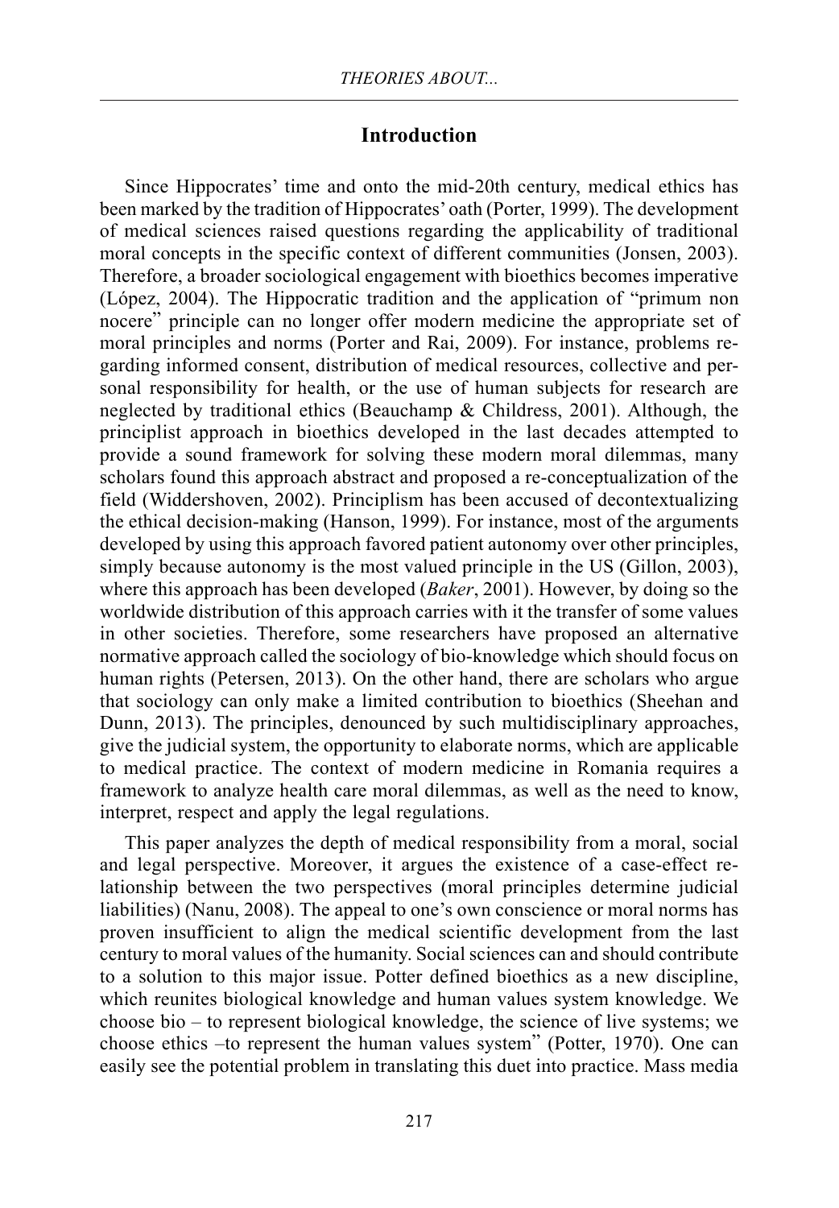## Introduction

Since Hippocrates' time and onto the mid-20th century, medical ethics has been marked by the tradition of Hippocrates' oath (Porter, 1999). The development of medical sciences raised questions regarding the applicability of traditional moral concepts in the specific context of different communities (Jonsen, 2003). Therefore, a broader sociological engagement with bioethics becomes imperative (López, 2004). The Hippocratic tradition and the application of "primum non nocere" principle can no longer offer modern medicine the appropriate set of moral principles and norms (Porter and Rai, 2009). For instance, problems regarding informed consent, distribution of medical resources, collective and personal responsibility for health, or the use of human subjects for research are neglected by traditional ethics (Beauchamp & Childress, 2001). Although, the principlist approach in bioethics developed in the last decades attempted to provide a sound framework for solving these modern moral dilemmas, many scholars found this approach abstract and proposed a re-conceptualization of the field (Widdershoven, 2002). Principlism has been accused of decontextualizing the ethical decision-making (Hanson, 1999). For instance, most of the arguments developed by using this approach favored patient autonomy over other principles, simply because autonomy is the most valued principle in the US (Gillon, 2003), where this approach has been developed (*Baker*, 2001). However, by doing so the worldwide distribution of this approach carries with it the transfer of some values in other societies. Therefore, some researchers have proposed an alternative normative approach called the sociology of bio-knowledge which should focus on human rights (Petersen, 2013). On the other hand, there are scholars who argue that sociology can only make a limited contribution to bioethics (Sheehan and Dunn, 2013). The principles, denounced by such multidisciplinary approaches, give the judicial system, the opportunity to elaborate norms, which are applicable to medical practice. The context of modern medicine in Romania requires a framework to analyze health care moral dilemmas, as well as the need to know, interpret, respect and apply the legal regulations.

This paper analyzes the depth of medical responsibility from a moral, social and legal perspective. Moreover, it argues the existence of a case-effect relationship between the two perspectives (moral principles determine judicial liabilities) (Nanu, 2008). The appeal to one's own conscience or moral norms has proven insufficient to align the medical scientific development from the last century to moral values of the humanity. Social sciences can and should contribute to a solution to this major issue. Potter defined bioethics as a new discipline, which reunites biological knowledge and human values system knowledge. We choose bio – to represent biological knowledge, the science of live systems; we choose ethics –to represent the human values system" (Potter, 1970). One can easily see the potential problem in translating this duet into practice. Mass media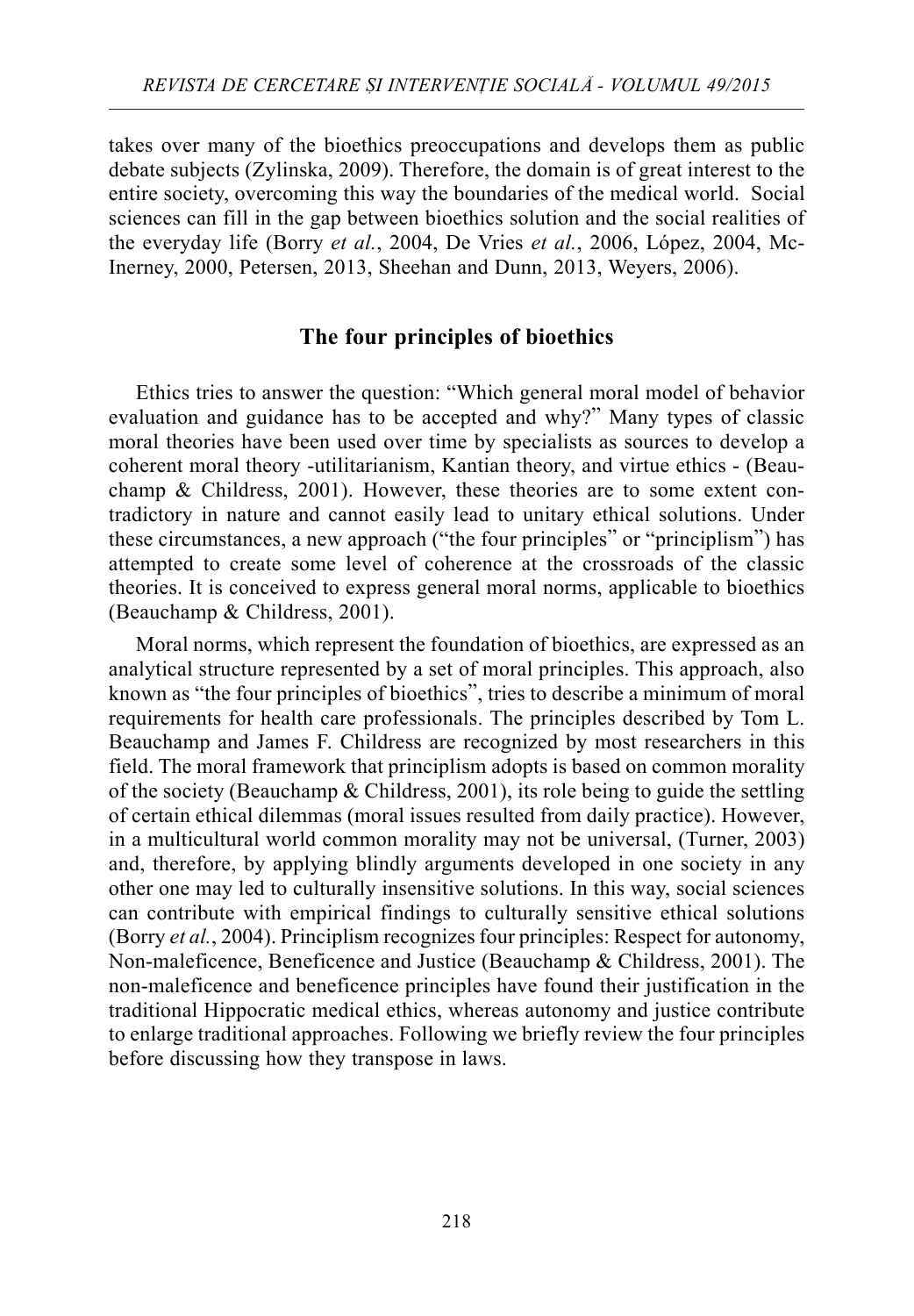takes over many of the bioethics preoccupations and develops them as public debate subjects (Zylinska, 2009). Therefore, the domain is of great interest to the entire society, overcoming this way the boundaries of the medical world. Social sciences can fill in the gap between bioethics solution and the social realities of the everyday life (Borry *et al.*, 2004, De Vries *et al.*, 2006, López, 2004, McInerney, 2000, Petersen, 2013, Sheehan and Dunn, 2013, Weyers, 2006).

## The four principles of bioethics

Ethics tries to answer the question: "Which general moral model of behavior evaluation and guidance has to be accepted and why?" Many types of classic moral theories have been used over time by specialists as sources to develop a coherent moral theory -utilitarianism, Kantian theory, and virtue ethics - (Beauchamp & Childress, 2001). However, these theories are to some extent contradictory in nature and cannot easily lead to unitary ethical solutions. Under these circumstances, a new approach ("the four principles" or "principlism") has attempted to create some level of coherence at the crossroads of the classic theories. It is conceived to express general moral norms, applicable to bioethics (Beauchamp & Childress, 2001).

Moral norms, which represent the foundation of bioethics, are expressed as an analytical structure represented by a set of moral principles. This approach, also known as "the four principles of bioethics", tries to describe a minimum of moral requirements for health care professionals. The principles described by Tom L. Beauchamp and James F. Childress are recognized by most researchers in this field. The moral framework that principlism adopts is based on common morality of the society (Beauchamp & Childress, 2001), its role being to guide the settling of certain ethical dilemmas (moral issues resulted from daily practice). However, in a multicultural world common morality may not be universal, (Turner, 2003) and, therefore, by applying blindly arguments developed in one society in any other one may led to culturally insensitive solutions. In this way, social sciences can contribute with empirical findings to culturally sensitive ethical solutions (Borry *et al.*, 2004). Principlism recognizes four principles: Respect for autonomy, Non-maleficence, Beneficence and Justice (Beauchamp & Childress, 2001). The non-maleficence and beneficence principles have found their justification in the traditional Hippocratic medical ethics, whereas autonomy and justice contribute to enlarge traditional approaches. Following we briefly review the four principles before discussing how they transpose in laws.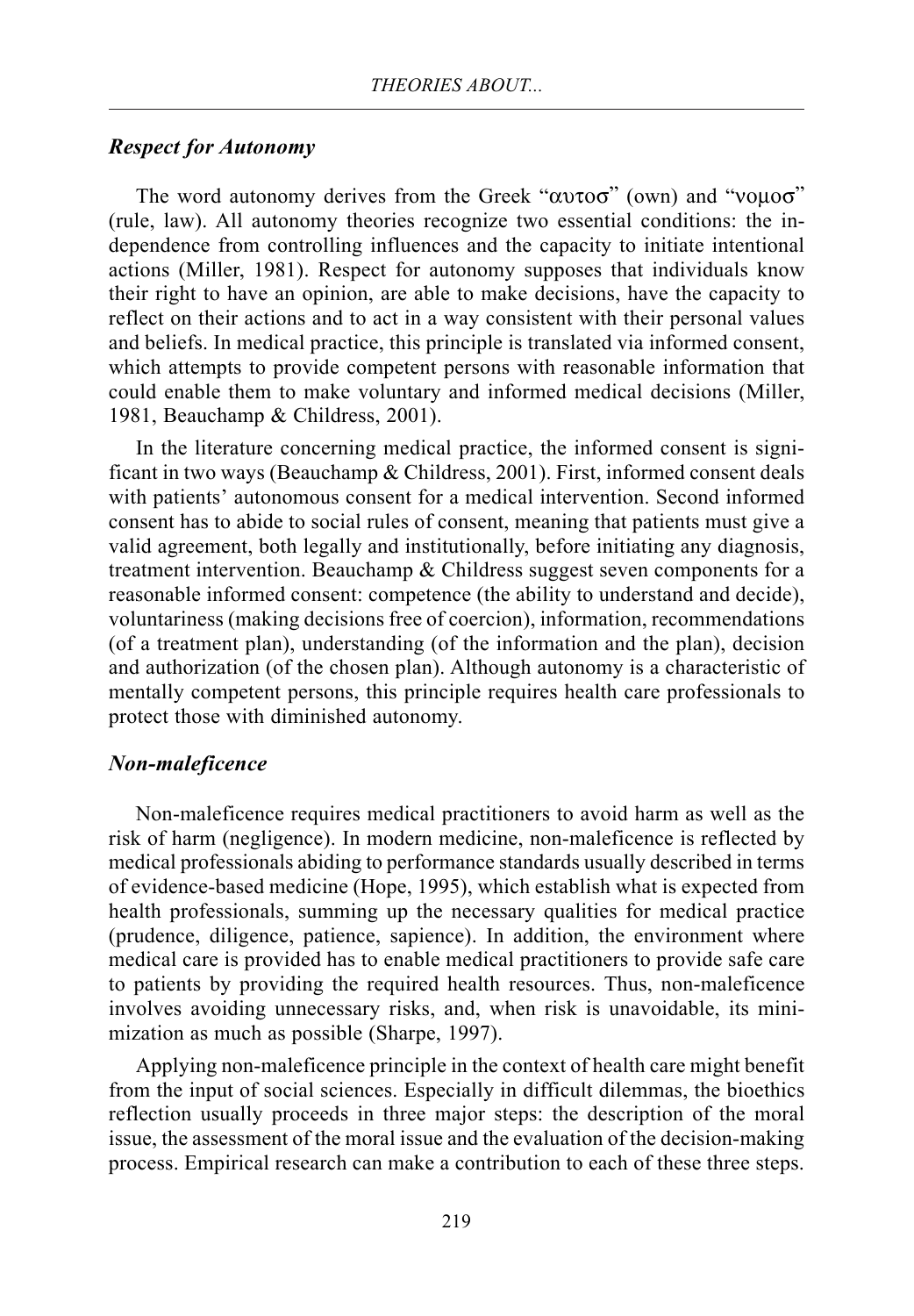### *Respect for Autonomy*

The word autonomy derives from the Greek "αυτοσ" (own) and "νομοσ" (rule, law). All autonomy theories recognize two essential conditions: the independence from controlling influences and the capacity to initiate intentional actions (Miller, 1981). Respect for autonomy supposes that individuals know their right to have an opinion, are able to make decisions, have the capacity to reflect on their actions and to act in a way consistent with their personal values and beliefs. In medical practice, this principle is translated via informed consent, which attempts to provide competent persons with reasonable information that could enable them to make voluntary and informed medical decisions (Miller, 1981, Beauchamp & Childress, 2001).

In the literature concerning medical practice, the informed consent is significant in two ways (Beauchamp & Childress, 2001). First, informed consent deals with patients' autonomous consent for a medical intervention. Second informed consent has to abide to social rules of consent, meaning that patients must give a valid agreement, both legally and institutionally, before initiating any diagnosis, treatment intervention. Beauchamp & Childress suggest seven components for a reasonable informed consent: competence (the ability to understand and decide), voluntariness (making decisions free of coercion), information, recommendations (of a treatment plan), understanding (of the information and the plan), decision and authorization (of the chosen plan). Although autonomy is a characteristic of mentally competent persons, this principle requires health care professionals to protect those with diminished autonomy.

### *Non-maleficence*

Non-maleficence requires medical practitioners to avoid harm as well as the risk of harm (negligence). In modern medicine, non-maleficence is reflected by medical professionals abiding to performance standards usually described in terms of evidence-based medicine (Hope, 1995), which establish what is expected from health professionals, summing up the necessary qualities for medical practice (prudence, diligence, patience, sapience). In addition, the environment where medical care is provided has to enable medical practitioners to provide safe care to patients by providing the required health resources. Thus, non-maleficence involves avoiding unnecessary risks, and, when risk is unavoidable, its minimization as much as possible (Sharpe, 1997).

Applying non-maleficence principle in the context of health care might benefit from the input of social sciences. Especially in difficult dilemmas, the bioethics reflection usually proceeds in three major steps: the description of the moral issue, the assessment of the moral issue and the evaluation of the decision-making process. Empirical research can make a contribution to each of these three steps.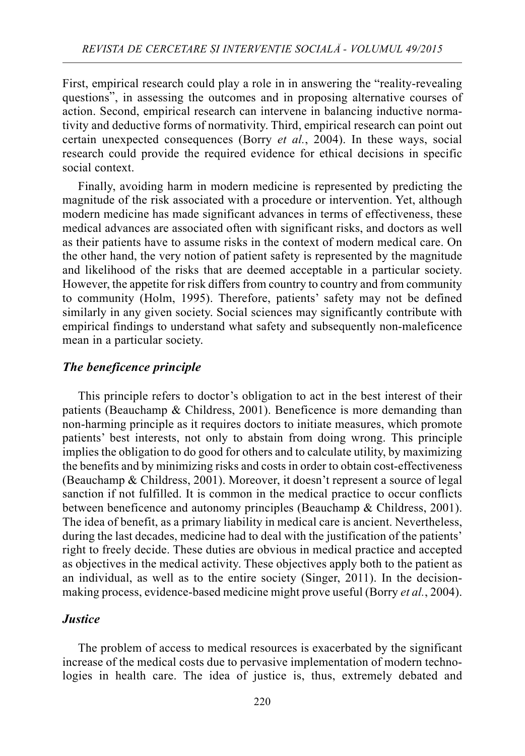First, empirical research could play a role in in answering the "reality-revealing questions", in assessing the outcomes and in proposing alternative courses of action. Second, empirical research can intervene in balancing inductive normativity and deductive forms of normativity. Third, empirical research can point out certain unexpected consequences (Borry *et al.*, 2004). In these ways, social research could provide the required evidence for ethical decisions in specific social context.

Finally, avoiding harm in modern medicine is represented by predicting the magnitude of the risk associated with a procedure or intervention. Yet, although modern medicine has made significant advances in terms of effectiveness, these medical advances are associated often with significant risks, and doctors as well as their patients have to assume risks in the context of modern medical care. On the other hand, the very notion of patient safety is represented by the magnitude and likelihood of the risks that are deemed acceptable in a particular society. However, the appetite for risk differs from country to country and from community to community (Holm, 1995). Therefore, patients' safety may not be defined similarly in any given society. Social sciences may significantly contribute with empirical findings to understand what safety and subsequently non-maleficence mean in a particular society.

### *The beneficence principle*

This principle refers to doctor's obligation to act in the best interest of their patients (Beauchamp & Childress, 2001). Beneficence is more demanding than non-harming principle as it requires doctors to initiate measures, which promote patients' best interests, not only to abstain from doing wrong. This principle implies the obligation to do good for others and to calculate utility, by maximizing the benefits and by minimizing risks and costs in order to obtain cost-effectiveness (Beauchamp & Childress, 2001). Moreover, it doesn't represent a source of legal sanction if not fulfilled. It is common in the medical practice to occur conflicts between beneficence and autonomy principles (Beauchamp & Childress, 2001). The idea of benefit, as a primary liability in medical care is ancient. Nevertheless, during the last decades, medicine had to deal with the justification of the patients' right to freely decide. These duties are obvious in medical practice and accepted as objectives in the medical activity. These objectives apply both to the patient as an individual, as well as to the entire society (Singer, 2011). In the decision-making process, evidence-based medicine might prove useful (Borry *et al.*, 2004).

### *Justice*

The problem of access to medical resources is exacerbated by the significant increase of the medical costs due to pervasive implementation of modern technologies in health care. The idea of justice is, thus, extremely debated and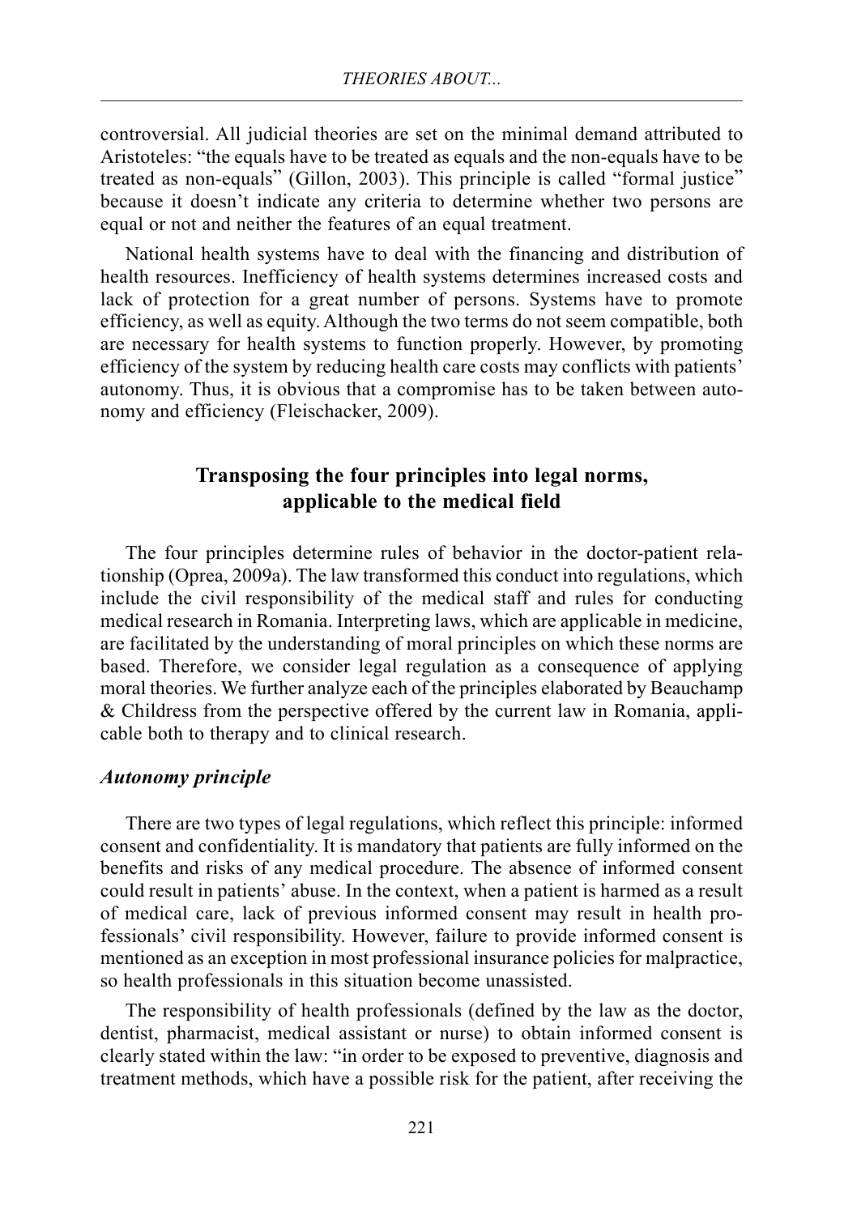controversial. All judicial theories are set on the minimal demand attributed to Aristoteles: "the equals have to be treated as equals and the non-equals have to be treated as non-equals" (Gillon, 2003). This principle is called "formal justice" because it doesn't indicate any criteria to determine whether two persons are equal or not and neither the features of an equal treatment.

National health systems have to deal with the financing and distribution of health resources. Inefficiency of health systems determines increased costs and lack of protection for a great number of persons. Systems have to promote efficiency, as well as equity. Although the two terms do not seem compatible, both are necessary for health systems to function properly. However, by promoting efficiency of the system by reducing health care costs may conflicts with patients' autonomy. Thus, it is obvious that a compromise has to be taken between autonomy and efficiency (Fleischacker, 2009).

## Transposing the four principles into legal norms, applicable to the medical field

The four principles determine rules of behavior in the doctor-patient relationship (Oprea, 2009a). The law transformed this conduct into regulations, which include the civil responsibility of the medical staff and rules for conducting medical research in Romania. Interpreting laws, which are applicable in medicine, are facilitated by the understanding of moral principles on which these norms are based. Therefore, we consider legal regulation as a consequence of applying moral theories. We further analyze each of the principles elaborated by Beauchamp & Childress from the perspective offered by the current law in Romania, applicable both to therapy and to clinical research.

### *Autonomy principle*

There are two types of legal regulations, which reflect this principle: informed consent and confidentiality. It is mandatory that patients are fully informed on the benefits and risks of any medical procedure. The absence of informed consent could result in patients' abuse. In the context, when a patient is harmed as a result of medical care, lack of previous informed consent may result in health professionals' civil responsibility. However, failure to provide informed consent is mentioned as an exception in most professional insurance policies for malpractice, so health professionals in this situation become unassisted.

The responsibility of health professionals (defined by the law as the doctor, dentist, pharmacist, medical assistant or nurse) to obtain informed consent is clearly stated within the law: "in order to be exposed to preventive, diagnosis and treatment methods, which have a possible risk for the patient, after receiving the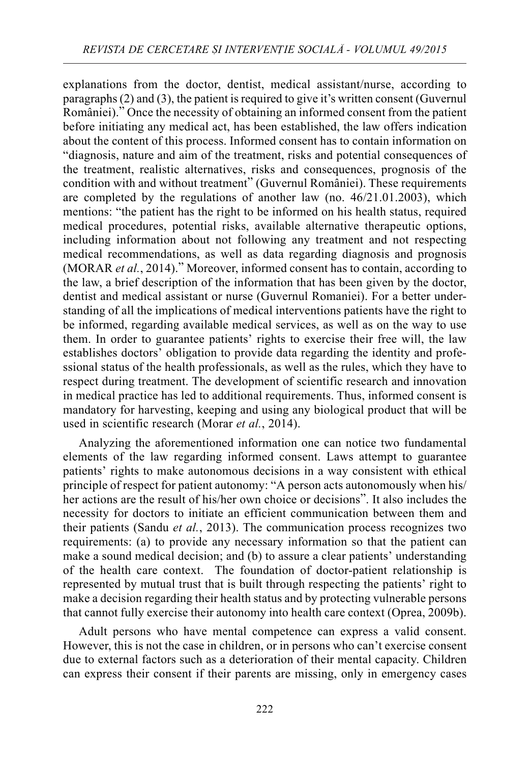explanations from the doctor, dentist, medical assistant/nurse, according to paragraphs (2) and (3), the patient is required to give it's written consent (Guvernul României)." Once the necessity of obtaining an informed consent from the patient before initiating any medical act, has been established, the law offers indication about the content of this process. Informed consent has to contain information on "diagnosis, nature and aim of the treatment, risks and potential consequences of the treatment, realistic alternatives, risks and consequences, prognosis of the condition with and without treatment" (Guvernul României). These requirements are completed by the regulations of another law (no. 46/21.01.2003), which mentions: "the patient has the right to be informed on his health status, required medical procedures, potential risks, available alternative therapeutic options, including information about not following any treatment and not respecting medical recommendations, as well as data regarding diagnosis and prognosis (MORAR *et al.*, 2014)." Moreover, informed consent has to contain, according to the law, a brief description of the information that has been given by the doctor, dentist and medical assistant or nurse (Guvernul Romaniei). For a better understanding of all the implications of medical interventions patients have the right to be informed, regarding available medical services, as well as on the way to use them. In order to guarantee patients' rights to exercise their free will, the law establishes doctors' obligation to provide data regarding the identity and professional status of the health professionals, as well as the rules, which they have to respect during treatment. The development of scientific research and innovation in medical practice has led to additional requirements. Thus, informed consent is mandatory for harvesting, keeping and using any biological product that will be used in scientific research (Morar *et al.*, 2014).

Analyzing the aforementioned information one can notice two fundamental elements of the law regarding informed consent. Laws attempt to guarantee patients' rights to make autonomous decisions in a way consistent with ethical principle of respect for patient autonomy: "A person acts autonomously when his/her actions are the result of his/her own choice or decisions". It also includes the necessity for doctors to initiate an efficient communication between them and their patients (Sandu *et al.*, 2013). The communication process recognizes two requirements: (a) to provide any necessary information so that the patient can make a sound medical decision; and (b) to assure a clear patients' understanding of the health care context. The foundation of doctor-patient relationship is represented by mutual trust that is built through respecting the patients' right to make a decision regarding their health status and by protecting vulnerable persons that cannot fully exercise their autonomy into health care context (Oprea, 2009b).

Adult persons who have mental competence can express a valid consent. However, this is not the case in children, or in persons who can't exercise consent due to external factors such as a deterioration of their mental capacity. Children can express their consent if their parents are missing, only in emergency cases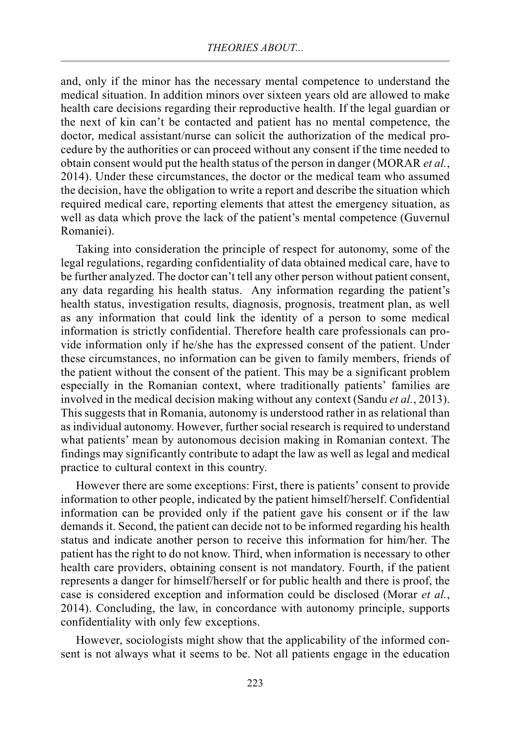and, only if the minor has the necessary mental competence to understand the medical situation. In addition minors over sixteen years old are allowed to make health care decisions regarding their reproductive health. If the legal guardian or the next of kin can't be contacted and patient has no mental competence, the doctor, medical assistant/nurse can solicit the authorization of the medical procedure by the authorities or can proceed without any consent if the time needed to obtain consent would put the health status of the person in danger (MORAR *et al.*, 2014). Under these circumstances, the doctor or the medical team who assumed the decision, have the obligation to write a report and describe the situation which required medical care, reporting elements that attest the emergency situation, as well as data which prove the lack of the patient's mental competence (Guvernul Romaniei).

Taking into consideration the principle of respect for autonomy, some of the legal regulations, regarding confidentiality of data obtained medical care, have to be further analyzed. The doctor can't tell any other person without patient consent, any data regarding his health status. Any information regarding the patient's health status, investigation results, diagnosis, prognosis, treatment plan, as well as any information that could link the identity of a person to some medical information is strictly confidential. Therefore health care professionals can provide information only if he/she has the expressed consent of the patient. Under these circumstances, no information can be given to family members, friends of the patient without the consent of the patient. This may be a significant problem especially in the Romanian context, where traditionally patients' families are involved in the medical decision making without any context (Sandu *et al.*, 2013). This suggests that in Romania, autonomy is understood rather in as relational than as individual autonomy. However, further social research is required to understand what patients' mean by autonomous decision making in Romanian context. The findings may significantly contribute to adapt the law as well as legal and medical practice to cultural context in this country.

However there are some exceptions: First, there is patients' consent to provide information to other people, indicated by the patient himself/herself. Confidential information can be provided only if the patient gave his consent or if the law demands it. Second, the patient can decide not to be informed regarding his health status and indicate another person to receive this information for him/her. The patient has the right to do not know. Third, when information is necessary to other health care providers, obtaining consent is not mandatory. Fourth, if the patient represents a danger for himself/herself or for public health and there is proof, the case is considered exception and information could be disclosed (Morar *et al.*, 2014). Concluding, the law, in concordance with autonomy principle, supports confidentiality with only few exceptions.

However, sociologists might show that the applicability of the informed consent is not always what it seems to be. Not all patients engage in the education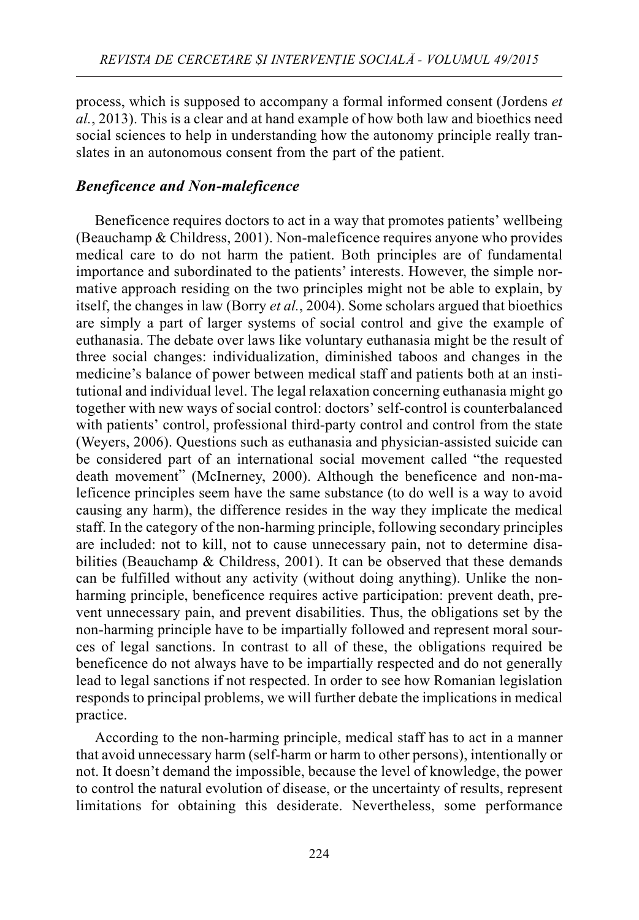process, which is supposed to accompany a formal informed consent (Jordens *et al.*, 2013). This is a clear and at hand example of how both law and bioethics need social sciences to help in understanding how the autonomy principle really translates in an autonomous consent from the part of the patient.

### *Beneficence and Non-maleficence*

Beneficence requires doctors to act in a way that promotes patients' wellbeing (Beauchamp & Childress, 2001). Non-maleficence requires anyone who provides medical care to do not harm the patient. Both principles are of fundamental importance and subordinated to the patients' interests. However, the simple normative approach residing on the two principles might not be able to explain, by itself, the changes in law (Borry *et al.*, 2004). Some scholars argued that bioethics are simply a part of larger systems of social control and give the example of euthanasia. The debate over laws like voluntary euthanasia might be the result of three social changes: individualization, diminished taboos and changes in the medicine's balance of power between medical staff and patients both at an institutional and individual level. The legal relaxation concerning euthanasia might go together with new ways of social control: doctors' self-control is counterbalanced with patients' control, professional third-party control and control from the state (Weyers, 2006). Questions such as euthanasia and physician-assisted suicide can be considered part of an international social movement called "the requested death movement" (McInerney, 2000). Although the beneficence and non-maleficence principles seem have the same substance (to do well is a way to avoid causing any harm), the difference resides in the way they implicate the medical staff. In the category of the non-harming principle, following secondary principles are included: not to kill, not to cause unnecessary pain, not to determine disabilities (Beauchamp & Childress, 2001). It can be observed that these demands can be fulfilled without any activity (without doing anything). Unlike the non-harming principle, beneficence requires active participation: prevent death, prevent unnecessary pain, and prevent disabilities. Thus, the obligations set by the non-harming principle have to be impartially followed and represent moral sources of legal sanctions. In contrast to all of these, the obligations required be beneficence do not always have to be impartially respected and do not generally lead to legal sanctions if not respected. In order to see how Romanian legislation responds to principal problems, we will further debate the implications in medical practice.

According to the non-harming principle, medical staff has to act in a manner that avoid unnecessary harm (self-harm or harm to other persons), intentionally or not. It doesn't demand the impossible, because the level of knowledge, the power to control the natural evolution of disease, or the uncertainty of results, represent limitations for obtaining this desiderate. Nevertheless, some performance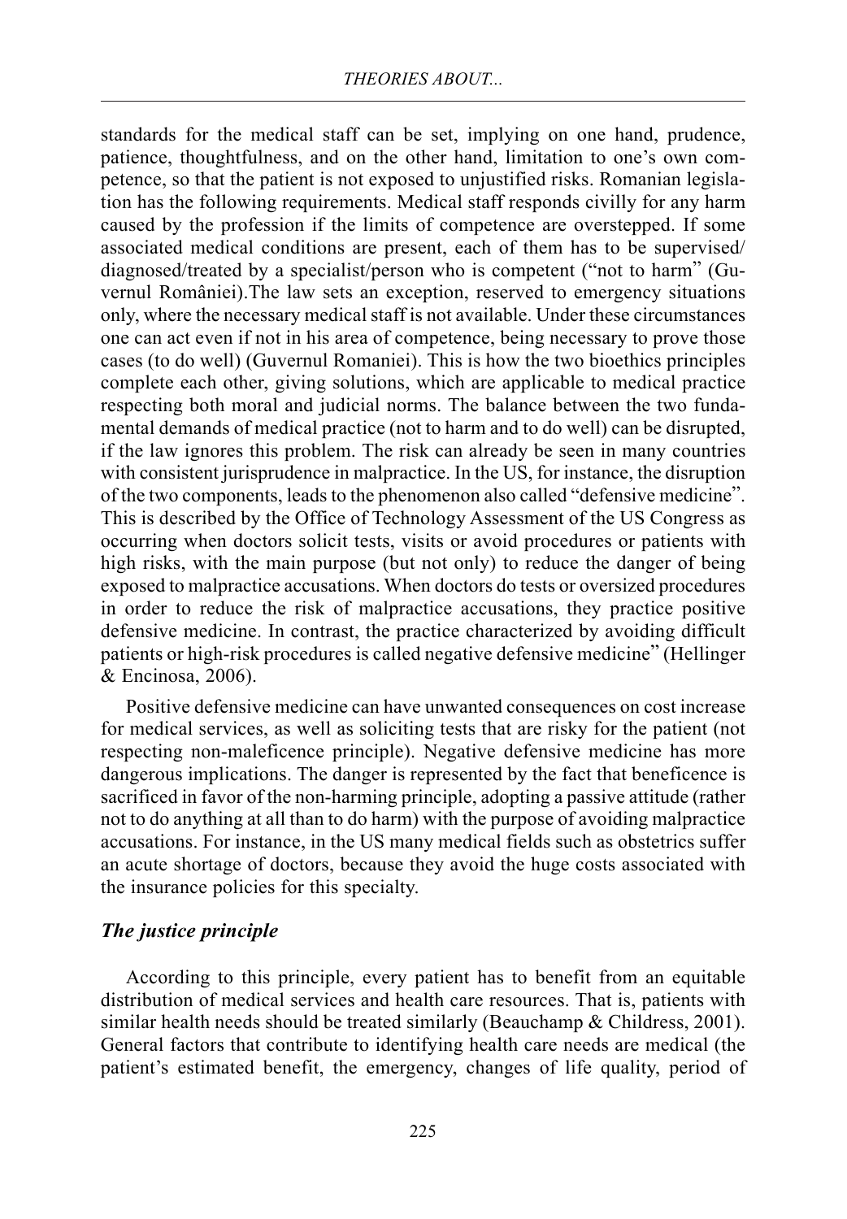standards for the medical staff can be set, implying on one hand, prudence, patience, thoughtfulness, and on the other hand, limitation to one's own competence, so that the patient is not exposed to unjustified risks. Romanian legislation has the following requirements. Medical staff responds civilly for any harm caused by the profession if the limits of competence are overstepped. If some associated medical conditions are present, each of them has to be supervised/diagnosed/treated by a specialist/person who is competent ("not to harm" (Guvernul României).The law sets an exception, reserved to emergency situations only, where the necessary medical staff is not available. Under these circumstances one can act even if not in his area of competence, being necessary to prove those cases (to do well) (Guvernul Romaniei). This is how the two bioethics principles complete each other, giving solutions, which are applicable to medical practice respecting both moral and judicial norms. The balance between the two fundamental demands of medical practice (not to harm and to do well) can be disrupted, if the law ignores this problem. The risk can already be seen in many countries with consistent jurisprudence in malpractice. In the US, for instance, the disruption of the two components, leads to the phenomenon also called "defensive medicine". This is described by the Office of Technology Assessment of the US Congress as occurring when doctors solicit tests, visits or avoid procedures or patients with high risks, with the main purpose (but not only) to reduce the danger of being exposed to malpractice accusations. When doctors do tests or oversized procedures in order to reduce the risk of malpractice accusations, they practice positive defensive medicine. In contrast, the practice characterized by avoiding difficult patients or high-risk procedures is called negative defensive medicine" (Hellinger & Encinosa, 2006).

Positive defensive medicine can have unwanted consequences on cost increase for medical services, as well as soliciting tests that are risky for the patient (not respecting non-maleficence principle). Negative defensive medicine has more dangerous implications. The danger is represented by the fact that beneficence is sacrificed in favor of the non-harming principle, adopting a passive attitude (rather not to do anything at all than to do harm) with the purpose of avoiding malpractice accusations. For instance, in the US many medical fields such as obstetrics suffer an acute shortage of doctors, because they avoid the huge costs associated with the insurance policies for this specialty.

### *The justice principle*

According to this principle, every patient has to benefit from an equitable distribution of medical services and health care resources. That is, patients with similar health needs should be treated similarly (Beauchamp & Childress, 2001). General factors that contribute to identifying health care needs are medical (the patient's estimated benefit, the emergency, changes of life quality, period of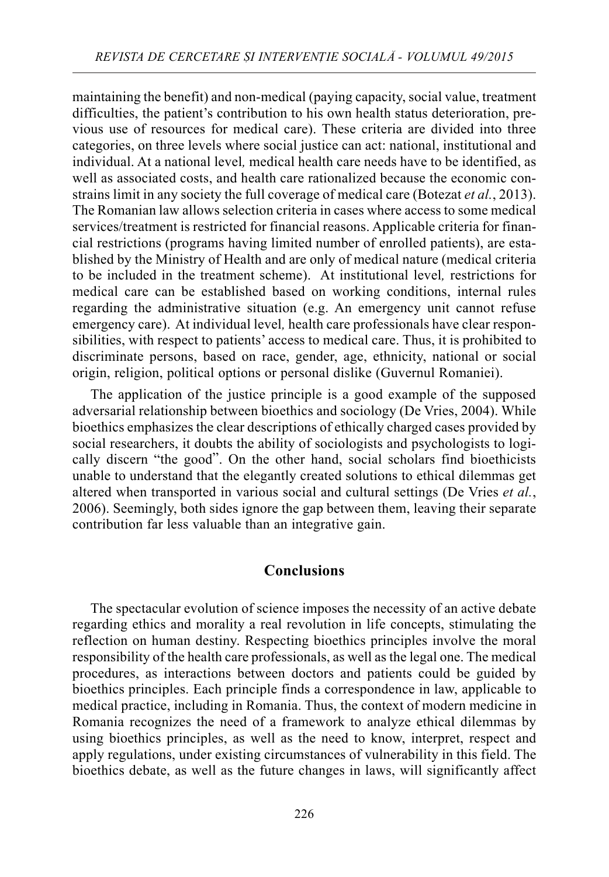maintaining the benefit) and non-medical (paying capacity, social value, treatment difficulties, the patient's contribution to his own health status deterioration, previous use of resources for medical care). These criteria are divided into three categories, on three levels where social justice can act: national, institutional and individual. At a national level*,* medical health care needs have to be identified, as well as associated costs, and health care rationalized because the economic constrains limit in any society the full coverage of medical care (Botezat *et al.*, 2013). The Romanian law allows selection criteria in cases where access to some medical services/treatment is restricted for financial reasons. Applicable criteria for financial restrictions (programs having limited number of enrolled patients), are established by the Ministry of Health and are only of medical nature (medical criteria to be included in the treatment scheme). At institutional level*,* restrictions for medical care can be established based on working conditions, internal rules regarding the administrative situation (e.g. An emergency unit cannot refuse emergency care). At individual level*,* health care professionals have clear responsibilities, with respect to patients' access to medical care. Thus, it is prohibited to discriminate persons, based on race, gender, age, ethnicity, national or social origin, religion, political options or personal dislike (Guvernul Romaniei).

The application of the justice principle is a good example of the supposed adversarial relationship between bioethics and sociology (De Vries, 2004). While bioethics emphasizes the clear descriptions of ethically charged cases provided by social researchers, it doubts the ability of sociologists and psychologists to logically discern "the good". On the other hand, social scholars find bioethicists unable to understand that the elegantly created solutions to ethical dilemmas get altered when transported in various social and cultural settings (De Vries *et al.*, 2006). Seemingly, both sides ignore the gap between them, leaving their separate contribution far less valuable than an integrative gain.

## Conclusions

The spectacular evolution of science imposes the necessity of an active debate regarding ethics and morality a real revolution in life concepts, stimulating the reflection on human destiny. Respecting bioethics principles involve the moral responsibility of the health care professionals, as well as the legal one. The medical procedures, as interactions between doctors and patients could be guided by bioethics principles. Each principle finds a correspondence in law, applicable to medical practice, including in Romania. Thus, the context of modern medicine in Romania recognizes the need of a framework to analyze ethical dilemmas by using bioethics principles, as well as the need to know, interpret, respect and apply regulations, under existing circumstances of vulnerability in this field. The bioethics debate, as well as the future changes in laws, will significantly affect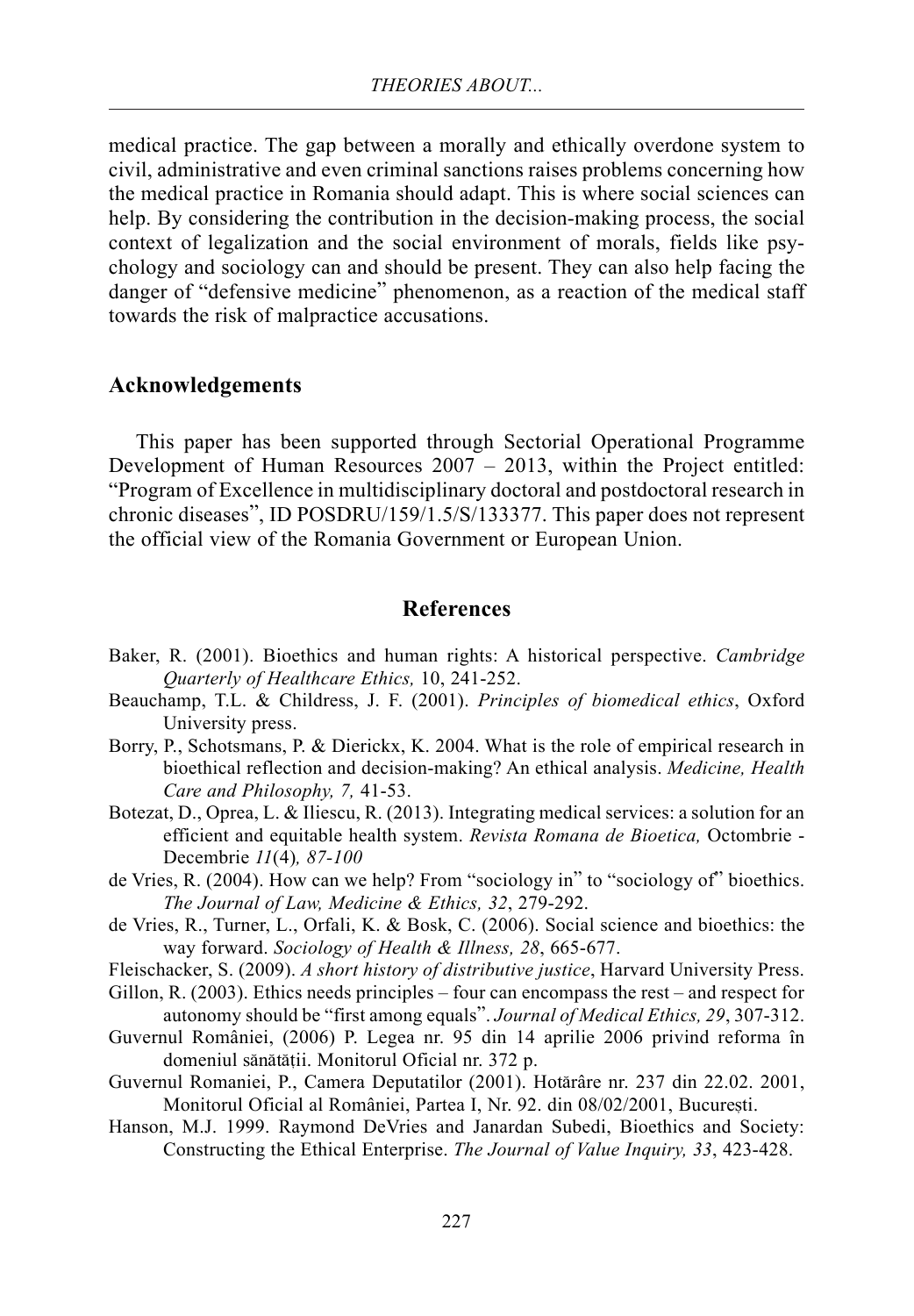medical practice. The gap between a morally and ethically overdone system to civil, administrative and even criminal sanctions raises problems concerning how the medical practice in Romania should adapt. This is where social sciences can help. By considering the contribution in the decision-making process, the social context of legalization and the social environment of morals, fields like psychology and sociology can and should be present. They can also help facing the danger of "defensive medicine" phenomenon, as a reaction of the medical staff towards the risk of malpractice accusations.

## Acknowledgements

This paper has been supported through Sectorial Operational Programme Development of Human Resources 2007 – 2013, within the Project entitled: "Program of Excellence in multidisciplinary doctoral and postdoctoral research in chronic diseases", ID POSDRU/159/1.5/S/133377. This paper does not represent the official view of the Romania Government or European Union.

## References

Baker, R. (2001). Bioethics and human rights: A historical perspective. *Cambridge Quarterly of Healthcare Ethics,* 10, 241-252.

Beauchamp, T.L. & Childress, J. F. (2001). *Principles of biomedical ethics*, Oxford University press.

Borry, P., Schotsmans, P. & Dierickx, K. 2004. What is the role of empirical research in bioethical reflection and decision-making? An ethical analysis. *Medicine, Health Care and Philosophy, 7,* 41-53.

Botezat, D., Oprea, L. & Iliescu, R. (2013). Integrating medical services: a solution for an efficient and equitable health system. *Revista Romana de Bioetica,* Octombrie - Decembrie *11*(4)*, 87-100*

de Vries, R. (2004). How can we help? From "sociology in" to "sociology of" bioethics. *The Journal of Law, Medicine & Ethics, 32*, 279-292.

de Vries, R., Turner, L., Orfali, K. & Bosk, C. (2006). Social science and bioethics: the way forward. *Sociology of Health & Illness, 28*, 665-677.

Fleischacker, S. (2009). *A short history of distributive justice*, Harvard University Press.

Gillon, R. (2003). Ethics needs principles – four can encompass the rest – and respect for autonomy should be "first among equals". *Journal of Medical Ethics, 29*, 307-312.

Guvernul României, (2006) P. Legea nr. 95 din 14 aprilie 2006 privind reforma în domeniul sănătății. Monitorul Oficial nr. 372 p.

Guvernul Romaniei, P., Camera Deputatilor (2001). Hotărâre nr. 237 din 22.02. 2001, Monitorul Oficial al României, Partea I, Nr. 92. din 08/02/2001, București.

Hanson, M.J. 1999. Raymond DeVries and Janardan Subedi, Bioethics and Society: Constructing the Ethical Enterprise. *The Journal of Value Inquiry, 33*, 423-428.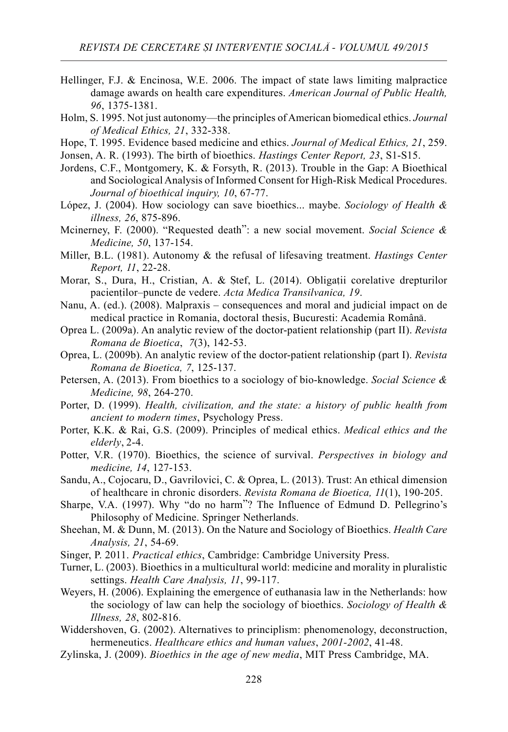Hellinger, F.J. & Encinosa, W.E. 2006. The impact of state laws limiting malpractice damage awards on health care expenditures. *American Journal of Public Health, 96*, 1375-1381.

Holm, S. 1995. Not just autonomy—the principles of American biomedical ethics. *Journal of Medical Ethics, 21*, 332-338.

Hope, T. 1995. Evidence based medicine and ethics. *Journal of Medical Ethics, 21*, 259.

Jonsen, A. R. (1993). The birth of bioethics. *Hastings Center Report, 23*, S1-S15.

Jordens, C.F., Montgomery, K. & Forsyth, R. (2013). Trouble in the Gap: A Bioethical and Sociological Analysis of Informed Consent for High-Risk Medical Procedures. *Journal of bioethical inquiry, 10*, 67-77.

López, J. (2004). How sociology can save bioethics... maybe. *Sociology of Health & illness, 26*, 875-896.

Mcinerney, F. (2000). "Requested death": a new social movement. *Social Science & Medicine, 50*, 137-154.

Miller, B.L. (1981). Autonomy & the refusal of lifesaving treatment. *Hastings Center Report, 11*, 22-28.

Morar, S., Dura, H., Cristian, A. & Ștef, L. (2014). Obligații corelative drepturilor pacienților–puncte de vedere. *Acta Medica Transilvanica, 19*.

Nanu, A. (ed.). (2008). Malpraxis – consequences and moral and judicial impact on de medical practice in Romania, doctoral thesis, Bucuresti: Academia Română.

Oprea L. (2009a). An analytic review of the doctor-patient relationship (part II). *Revista Romana de Bioetica*, *7*(3), 142-53.

Oprea, L. (2009b). An analytic review of the doctor-patient relationship (part I). *Revista Romana de Bioetica, 7*, 125-137.

Petersen, A. (2013). From bioethics to a sociology of bio-knowledge. *Social Science & Medicine, 98*, 264-270.

Porter, D. (1999). *Health, civilization, and the state: a history of public health from ancient to modern times*, Psychology Press.

Porter, K.K. & Rai, G.S. (2009). Principles of medical ethics. *Medical ethics and the elderly*, 2-4.

Potter, V.R. (1970). Bioethics, the science of survival. *Perspectives in biology and medicine, 14*, 127-153.

Sandu, A., Cojocaru, D., Gavrilovici, C. & Oprea, L. (2013). Trust: An ethical dimension of healthcare in chronic disorders. *Revista Romana de Bioetica, 11*(1), 190-205.

Sharpe, V.A. (1997). Why "do no harm"? The Influence of Edmund D. Pellegrino's Philosophy of Medicine. Springer Netherlands.

Sheehan, M. & Dunn, M. (2013). On the Nature and Sociology of Bioethics. *Health Care Analysis, 21*, 54-69.

Singer, P. 2011. *Practical ethics*, Cambridge: Cambridge University Press.

Turner, L. (2003). Bioethics in a multicultural world: medicine and morality in pluralistic settings. *Health Care Analysis, 11*, 99-117.

Weyers, H. (2006). Explaining the emergence of euthanasia law in the Netherlands: how the sociology of law can help the sociology of bioethics. *Sociology of Health & Illness, 28*, 802-816.

Widdershoven, G. (2002). Alternatives to principlism: phenomenology, deconstruction, hermeneutics. *Healthcare ethics and human values*, *2001-2002*, 41-48.

Zylinska, J. (2009). *Bioethics in the age of new media*, MIT Press Cambridge, MA.